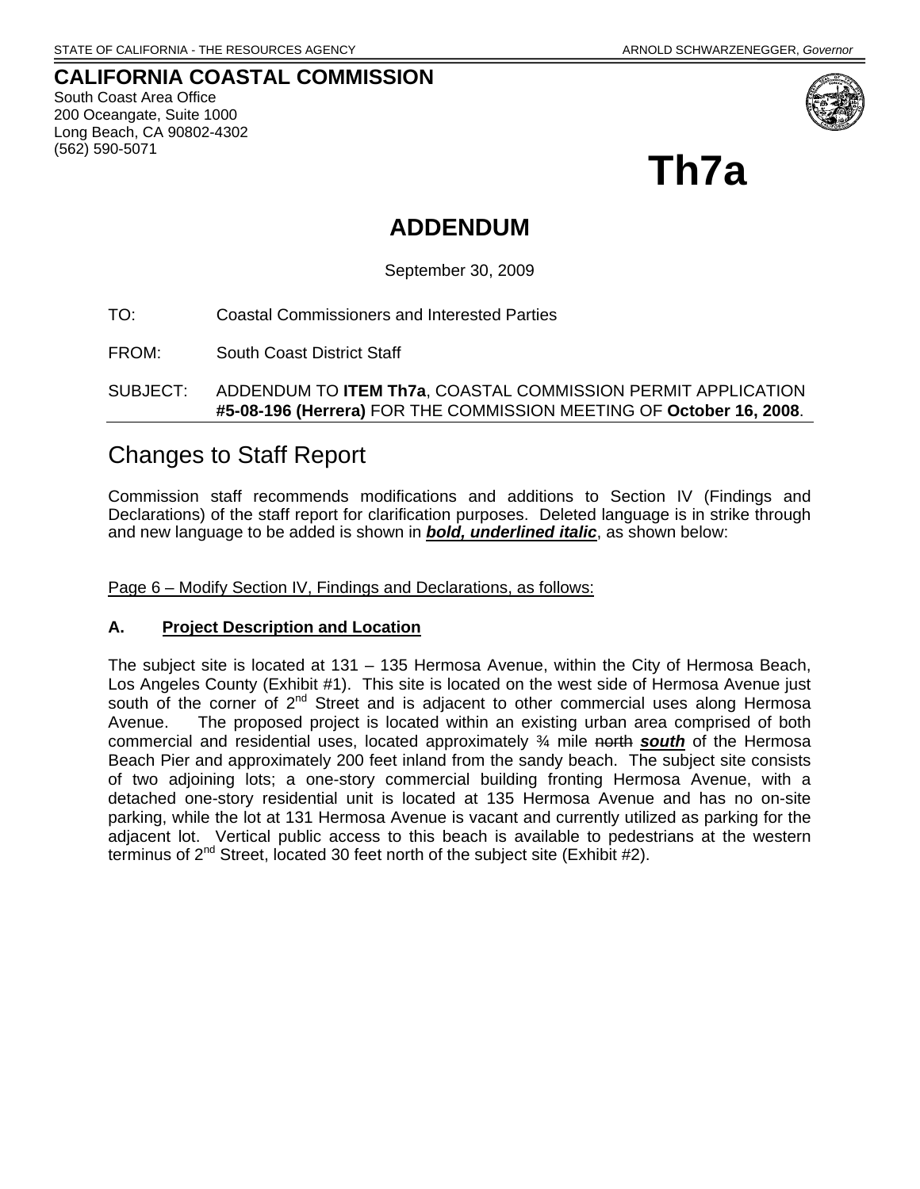STATE OF CALIFORNIA - THE RESOURCES AGENCY  ARNOLD SCHWARZENEGGER, *Governor*

**CALIFORNIA COASTAL COMMISSION**
South Coast Area Office
200 Oceangate, Suite 1000
Long Beach, CA 90802-4302
(562) 590-5071

# Th7a

## ADDENDUM

September 30, 2009

TO: Coastal Commissioners and Interested Parties

FROM: South Coast District Staff

SUBJECT: ADDENDUM TO **ITEM Th7a**, COASTAL COMMISSION PERMIT APPLICATION **#5-08-196 (Herrera)** FOR THE COMMISSION MEETING OF **October 16, 2008**.

## Changes to Staff Report

Commission staff recommends modifications and additions to Section IV (Findings and Declarations) of the staff report for clarification purposes. Deleted language is in strike through and new language to be added is shown in ***<u>bold, underlined italic</u>***, as shown below:

<u>Page 6 – Modify Section IV, Findings and Declarations, as follows:</u>

### A. <u>Project Description and Location</u>

The subject site is located at 131 – 135 Hermosa Avenue, within the City of Hermosa Beach, Los Angeles County (Exhibit #1). This site is located on the west side of Hermosa Avenue just south of the corner of 2nd Street and is adjacent to other commercial uses along Hermosa Avenue. The proposed project is located within an existing urban area comprised of both commercial and residential uses, located approximately ¾ mile ~~north~~ ***<u>south</u>*** of the Hermosa Beach Pier and approximately 200 feet inland from the sandy beach. The subject site consists of two adjoining lots; a one-story commercial building fronting Hermosa Avenue, with a detached one-story residential unit is located at 135 Hermosa Avenue and has no on-site parking, while the lot at 131 Hermosa Avenue is vacant and currently utilized as parking for the adjacent lot. Vertical public access to this beach is available to pedestrians at the western terminus of 2nd Street, located 30 feet north of the subject site (Exhibit #2).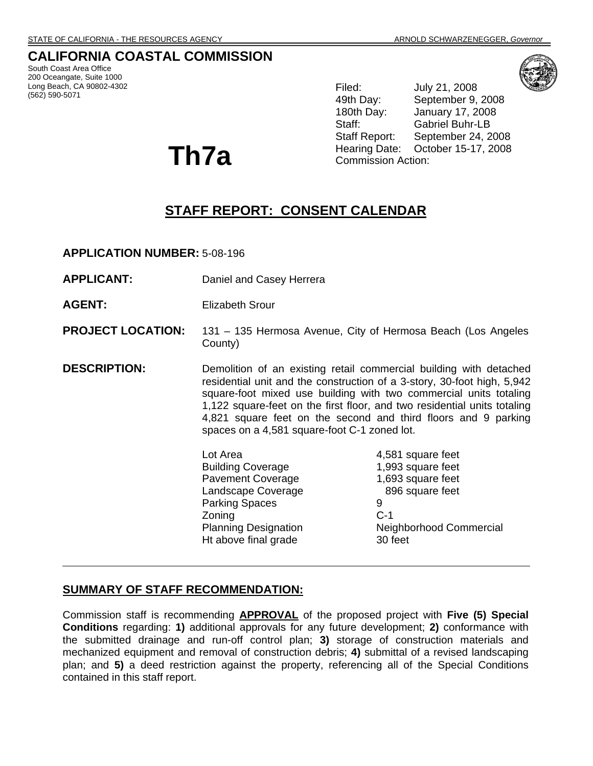STATE OF CALIFORNIA - THE RESOURCES AGENCY — ARNOLD SCHWARZENEGGER, *Governor*

# CALIFORNIA COASTAL COMMISSION

South Coast Area Office
200 Oceangate, Suite 1000
Long Beach, CA 90802-4302
(562) 590-5071

Filed: July 21, 2008
49th Day: September 9, 2008
180th Day: January 17, 2008
Staff: Gabriel Buhr-LB
Staff Report: September 24, 2008
Hearing Date: October 15-17, 2008
Commission Action:

# Th7a

## STAFF REPORT: CONSENT CALENDAR

**APPLICATION NUMBER:** 5-08-196

**APPLICANT:** Daniel and Casey Herrera

**AGENT:** Elizabeth Srour

**PROJECT LOCATION:** 131 – 135 Hermosa Avenue, City of Hermosa Beach (Los Angeles County)

**DESCRIPTION:** Demolition of an existing retail commercial building with detached residential unit and the construction of a 3-story, 30-foot high, 5,942 square-foot mixed use building with two commercial units totaling 1,122 square-feet on the first floor, and two residential units totaling 4,821 square feet on the second and third floors and 9 parking spaces on a 4,581 square-foot C-1 zoned lot.

| | |
|---|---|
| Lot Area | 4,581 square feet |
| Building Coverage | 1,993 square feet |
| Pavement Coverage | 1,693 square feet |
| Landscape Coverage | 896 square feet |
| Parking Spaces | 9 |
| Zoning | C-1 |
| Planning Designation | Neighborhood Commercial |
| Ht above final grade | 30 feet |

## SUMMARY OF STAFF RECOMMENDATION:

Commission staff is recommending **APPROVAL** of the proposed project with **Five (5) Special Conditions** regarding: **1)** additional approvals for any future development; **2)** conformance with the submitted drainage and run-off control plan; **3)** storage of construction materials and mechanized equipment and removal of construction debris; **4)** submittal of a revised landscaping plan; and **5)** a deed restriction against the property, referencing all of the Special Conditions contained in this staff report.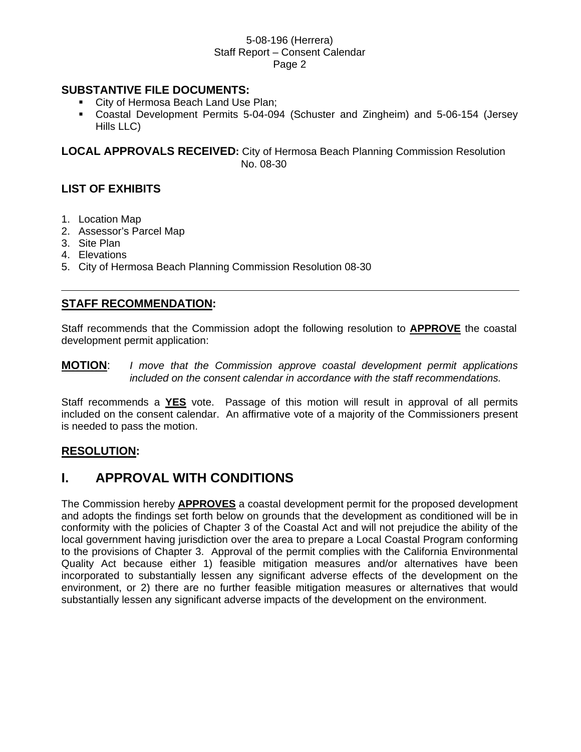**SUBSTANTIVE FILE DOCUMENTS:**

- City of Hermosa Beach Land Use Plan;
- Coastal Development Permits 5-04-094 (Schuster and Zingheim) and 5-06-154 (Jersey Hills LLC)

**LOCAL APPROVALS RECEIVED:** City of Hermosa Beach Planning Commission Resolution No. 08-30

**LIST OF EXHIBITS**

1. Location Map
2. Assessor's Parcel Map
3. Site Plan
4. Elevations
5. City of Hermosa Beach Planning Commission Resolution 08-30

---

**STAFF RECOMMENDATION:**

Staff recommends that the Commission adopt the following resolution to **APPROVE** the coastal development permit application:

**MOTION**: *I move that the Commission approve coastal development permit applications included on the consent calendar in accordance with the staff recommendations.*

Staff recommends a **YES** vote. Passage of this motion will result in approval of all permits included on the consent calendar. An affirmative vote of a majority of the Commissioners present is needed to pass the motion.

**RESOLUTION:**

# I. APPROVAL WITH CONDITIONS

The Commission hereby **APPROVES** a coastal development permit for the proposed development and adopts the findings set forth below on grounds that the development as conditioned will be in conformity with the policies of Chapter 3 of the Coastal Act and will not prejudice the ability of the local government having jurisdiction over the area to prepare a Local Coastal Program conforming to the provisions of Chapter 3. Approval of the permit complies with the California Environmental Quality Act because either 1) feasible mitigation measures and/or alternatives have been incorporated to substantially lessen any significant adverse effects of the development on the environment, or 2) there are no further feasible mitigation measures or alternatives that would substantially lessen any significant adverse impacts of the development on the environment.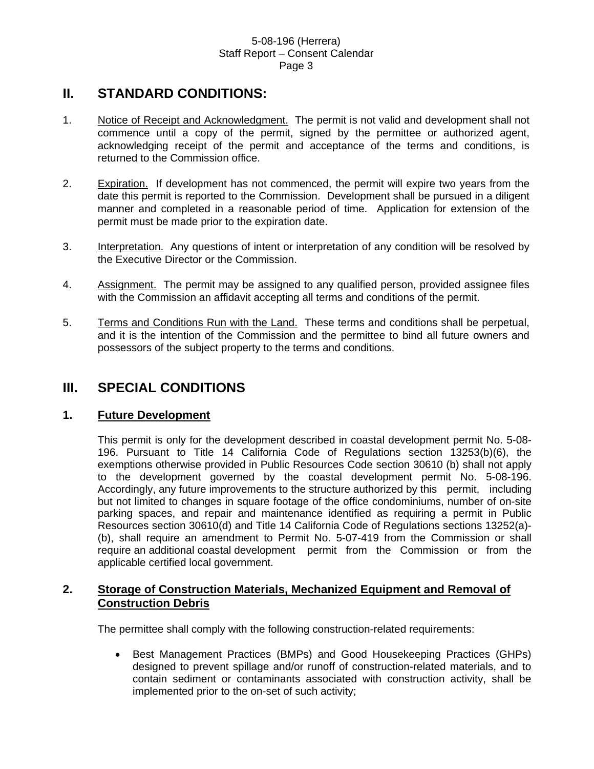## II. STANDARD CONDITIONS:

1. Notice of Receipt and Acknowledgment. The permit is not valid and development shall not commence until a copy of the permit, signed by the permittee or authorized agent, acknowledging receipt of the permit and acceptance of the terms and conditions, is returned to the Commission office.

2. Expiration. If development has not commenced, the permit will expire two years from the date this permit is reported to the Commission. Development shall be pursued in a diligent manner and completed in a reasonable period of time. Application for extension of the permit must be made prior to the expiration date.

3. Interpretation. Any questions of intent or interpretation of any condition will be resolved by the Executive Director or the Commission.

4. Assignment. The permit may be assigned to any qualified person, provided assignee files with the Commission an affidavit accepting all terms and conditions of the permit.

5. Terms and Conditions Run with the Land. These terms and conditions shall be perpetual, and it is the intention of the Commission and the permittee to bind all future owners and possessors of the subject property to the terms and conditions.

## III. SPECIAL CONDITIONS

### 1. Future Development

This permit is only for the development described in coastal development permit No. 5-08-196. Pursuant to Title 14 California Code of Regulations section 13253(b)(6), the exemptions otherwise provided in Public Resources Code section 30610 (b) shall not apply to the development governed by the coastal development permit No. 5-08-196. Accordingly, any future improvements to the structure authorized by this permit, including but not limited to changes in square footage of the office condominiums, number of on-site parking spaces, and repair and maintenance identified as requiring a permit in Public Resources section 30610(d) and Title 14 California Code of Regulations sections 13252(a)-(b), shall require an amendment to Permit No. 5-07-419 from the Commission or shall require an additional coastal development permit from the Commission or from the applicable certified local government.

### 2. Storage of Construction Materials, Mechanized Equipment and Removal of Construction Debris

The permittee shall comply with the following construction-related requirements:

- Best Management Practices (BMPs) and Good Housekeeping Practices (GHPs) designed to prevent spillage and/or runoff of construction-related materials, and to contain sediment or contaminants associated with construction activity, shall be implemented prior to the on-set of such activity;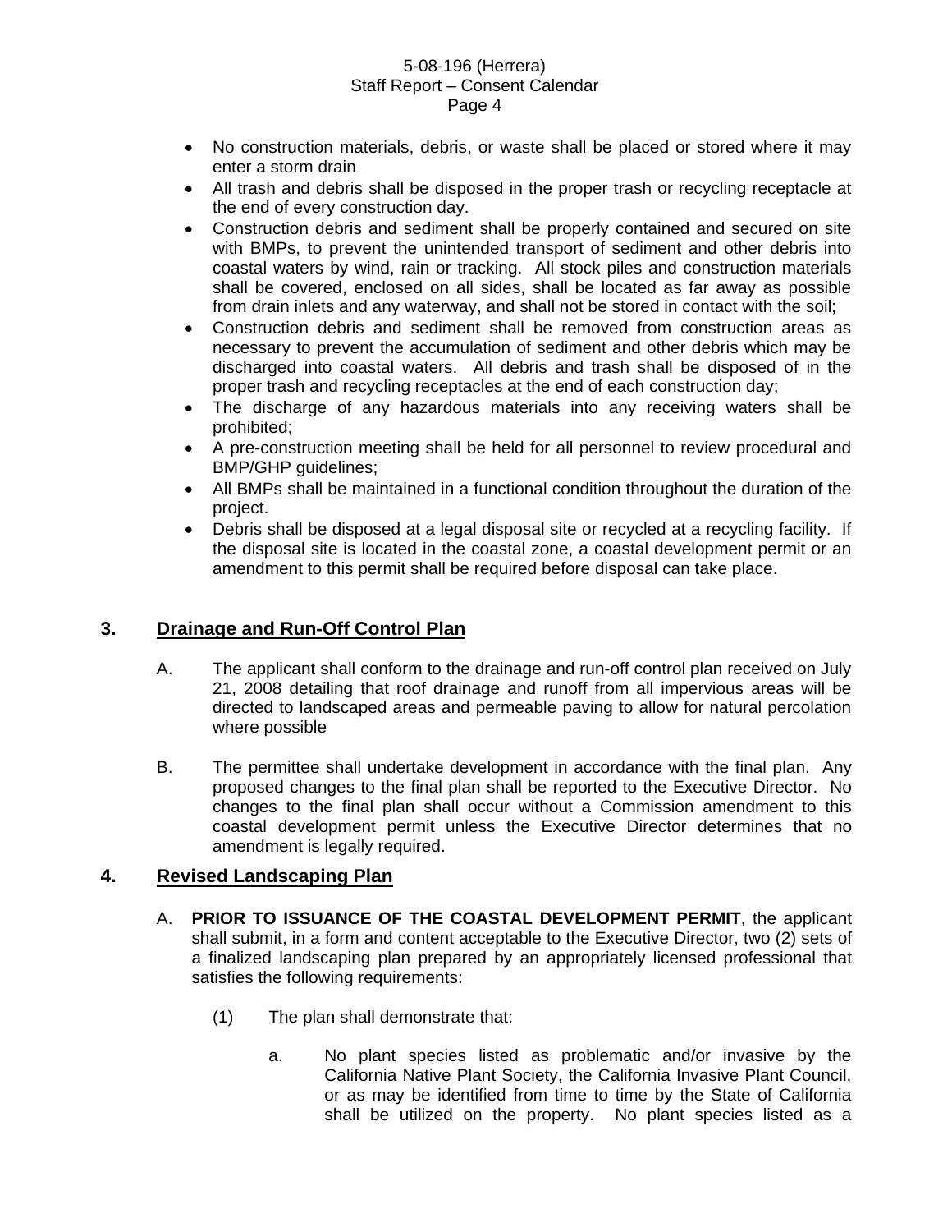- No construction materials, debris, or waste shall be placed or stored where it may enter a storm drain
- All trash and debris shall be disposed in the proper trash or recycling receptacle at the end of every construction day.
- Construction debris and sediment shall be properly contained and secured on site with BMPs, to prevent the unintended transport of sediment and other debris into coastal waters by wind, rain or tracking. All stock piles and construction materials shall be covered, enclosed on all sides, shall be located as far away as possible from drain inlets and any waterway, and shall not be stored in contact with the soil;
- Construction debris and sediment shall be removed from construction areas as necessary to prevent the accumulation of sediment and other debris which may be discharged into coastal waters. All debris and trash shall be disposed of in the proper trash and recycling receptacles at the end of each construction day;
- The discharge of any hazardous materials into any receiving waters shall be prohibited;
- A pre-construction meeting shall be held for all personnel to review procedural and BMP/GHP guidelines;
- All BMPs shall be maintained in a functional condition throughout the duration of the project.
- Debris shall be disposed at a legal disposal site or recycled at a recycling facility. If the disposal site is located in the coastal zone, a coastal development permit or an amendment to this permit shall be required before disposal can take place.

## 3. <u>Drainage and Run-Off Control Plan</u>

A. The applicant shall conform to the drainage and run-off control plan received on July 21, 2008 detailing that roof drainage and runoff from all impervious areas will be directed to landscaped areas and permeable paving to allow for natural percolation where possible

B. The permittee shall undertake development in accordance with the final plan. Any proposed changes to the final plan shall be reported to the Executive Director. No changes to the final plan shall occur without a Commission amendment to this coastal development permit unless the Executive Director determines that no amendment is legally required.

## 4. <u>Revised Landscaping Plan</u>

A. **PRIOR TO ISSUANCE OF THE COASTAL DEVELOPMENT PERMIT**, the applicant shall submit, in a form and content acceptable to the Executive Director, two (2) sets of a finalized landscaping plan prepared by an appropriately licensed professional that satisfies the following requirements:

(1) The plan shall demonstrate that:

a. No plant species listed as problematic and/or invasive by the California Native Plant Society, the California Invasive Plant Council, or as may be identified from time to time by the State of California shall be utilized on the property. No plant species listed as a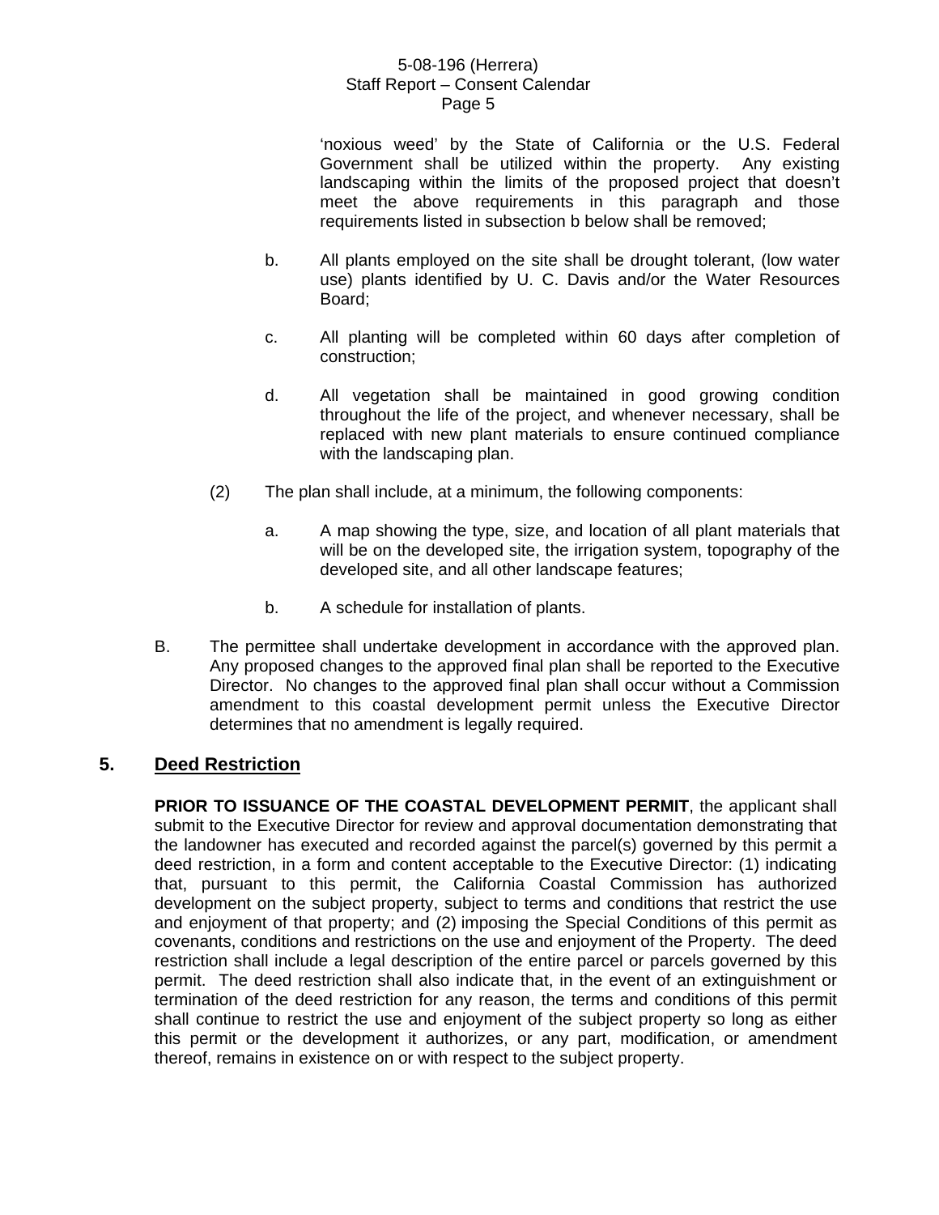'noxious weed' by the State of California or the U.S. Federal Government shall be utilized within the property. Any existing landscaping within the limits of the proposed project that doesn't meet the above requirements in this paragraph and those requirements listed in subsection b below shall be removed;

b. All plants employed on the site shall be drought tolerant, (low water use) plants identified by U. C. Davis and/or the Water Resources Board;

c. All planting will be completed within 60 days after completion of construction;

d. All vegetation shall be maintained in good growing condition throughout the life of the project, and whenever necessary, shall be replaced with new plant materials to ensure continued compliance with the landscaping plan.

(2) The plan shall include, at a minimum, the following components:

a. A map showing the type, size, and location of all plant materials that will be on the developed site, the irrigation system, topography of the developed site, and all other landscape features;

b. A schedule for installation of plants.

B. The permittee shall undertake development in accordance with the approved plan. Any proposed changes to the approved final plan shall be reported to the Executive Director. No changes to the approved final plan shall occur without a Commission amendment to this coastal development permit unless the Executive Director determines that no amendment is legally required.

## 5. Deed Restriction

**PRIOR TO ISSUANCE OF THE COASTAL DEVELOPMENT PERMIT**, the applicant shall submit to the Executive Director for review and approval documentation demonstrating that the landowner has executed and recorded against the parcel(s) governed by this permit a deed restriction, in a form and content acceptable to the Executive Director: (1) indicating that, pursuant to this permit, the California Coastal Commission has authorized development on the subject property, subject to terms and conditions that restrict the use and enjoyment of that property; and (2) imposing the Special Conditions of this permit as covenants, conditions and restrictions on the use and enjoyment of the Property. The deed restriction shall include a legal description of the entire parcel or parcels governed by this permit. The deed restriction shall also indicate that, in the event of an extinguishment or termination of the deed restriction for any reason, the terms and conditions of this permit shall continue to restrict the use and enjoyment of the subject property so long as either this permit or the development it authorizes, or any part, modification, or amendment thereof, remains in existence on or with respect to the subject property.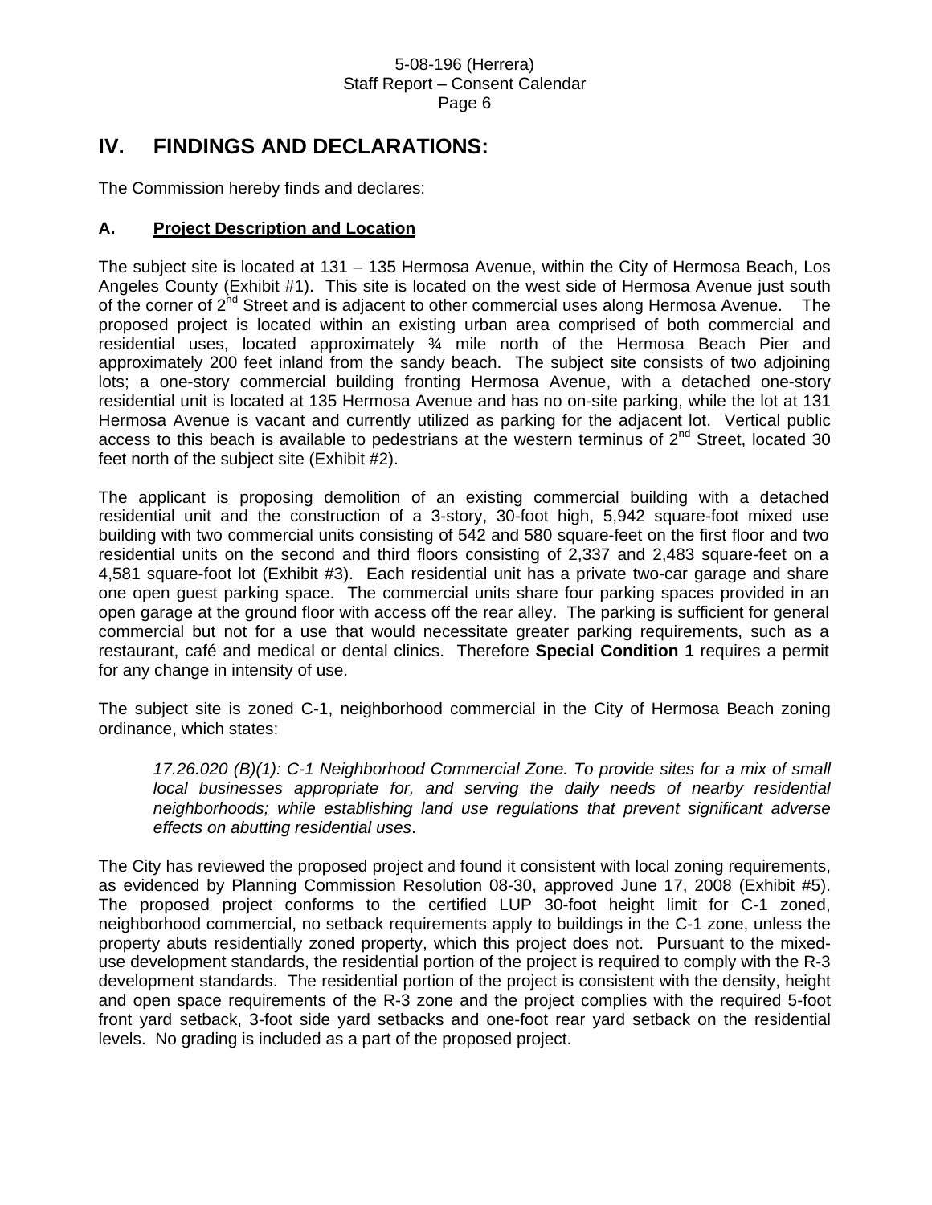## IV. FINDINGS AND DECLARATIONS:

The Commission hereby finds and declares:

### A. Project Description and Location

The subject site is located at 131 – 135 Hermosa Avenue, within the City of Hermosa Beach, Los Angeles County (Exhibit #1). This site is located on the west side of Hermosa Avenue just south of the corner of 2nd Street and is adjacent to other commercial uses along Hermosa Avenue. The proposed project is located within an existing urban area comprised of both commercial and residential uses, located approximately ¾ mile north of the Hermosa Beach Pier and approximately 200 feet inland from the sandy beach. The subject site consists of two adjoining lots; a one-story commercial building fronting Hermosa Avenue, with a detached one-story residential unit is located at 135 Hermosa Avenue and has no on-site parking, while the lot at 131 Hermosa Avenue is vacant and currently utilized as parking for the adjacent lot. Vertical public access to this beach is available to pedestrians at the western terminus of 2nd Street, located 30 feet north of the subject site (Exhibit #2).

The applicant is proposing demolition of an existing commercial building with a detached residential unit and the construction of a 3-story, 30-foot high, 5,942 square-foot mixed use building with two commercial units consisting of 542 and 580 square-feet on the first floor and two residential units on the second and third floors consisting of 2,337 and 2,483 square-feet on a 4,581 square-foot lot (Exhibit #3). Each residential unit has a private two-car garage and share one open guest parking space. The commercial units share four parking spaces provided in an open garage at the ground floor with access off the rear alley. The parking is sufficient for general commercial but not for a use that would necessitate greater parking requirements, such as a restaurant, café and medical or dental clinics. Therefore **Special Condition 1** requires a permit for any change in intensity of use.

The subject site is zoned C-1, neighborhood commercial in the City of Hermosa Beach zoning ordinance, which states:

> *17.26.020 (B)(1): C-1 Neighborhood Commercial Zone. To provide sites for a mix of small local businesses appropriate for, and serving the daily needs of nearby residential neighborhoods; while establishing land use regulations that prevent significant adverse effects on abutting residential uses.*

The City has reviewed the proposed project and found it consistent with local zoning requirements, as evidenced by Planning Commission Resolution 08-30, approved June 17, 2008 (Exhibit #5). The proposed project conforms to the certified LUP 30-foot height limit for C-1 zoned, neighborhood commercial, no setback requirements apply to buildings in the C-1 zone, unless the property abuts residentially zoned property, which this project does not. Pursuant to the mixed-use development standards, the residential portion of the project is required to comply with the R-3 development standards. The residential portion of the project is consistent with the density, height and open space requirements of the R-3 zone and the project complies with the required 5-foot front yard setback, 3-foot side yard setbacks and one-foot rear yard setback on the residential levels. No grading is included as a part of the proposed project.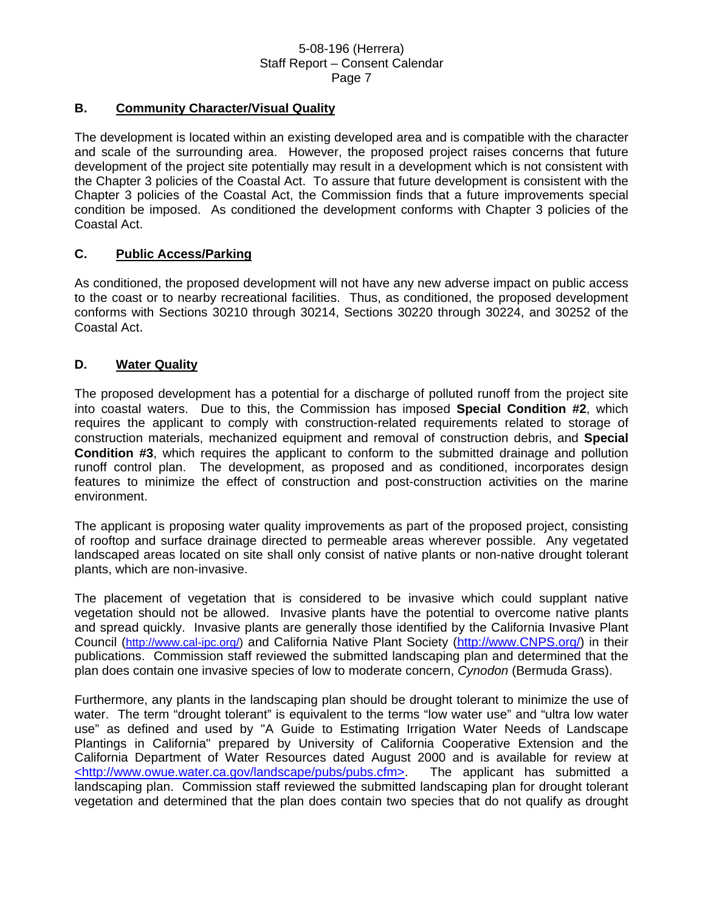### B. Community Character/Visual Quality

The development is located within an existing developed area and is compatible with the character and scale of the surrounding area. However, the proposed project raises concerns that future development of the project site potentially may result in a development which is not consistent with the Chapter 3 policies of the Coastal Act. To assure that future development is consistent with the Chapter 3 policies of the Coastal Act, the Commission finds that a future improvements special condition be imposed. As conditioned the development conforms with Chapter 3 policies of the Coastal Act.

### C. Public Access/Parking

As conditioned, the proposed development will not have any new adverse impact on public access to the coast or to nearby recreational facilities. Thus, as conditioned, the proposed development conforms with Sections 30210 through 30214, Sections 30220 through 30224, and 30252 of the Coastal Act.

### D. Water Quality

The proposed development has a potential for a discharge of polluted runoff from the project site into coastal waters. Due to this, the Commission has imposed **Special Condition #2**, which requires the applicant to comply with construction-related requirements related to storage of construction materials, mechanized equipment and removal of construction debris, and **Special Condition #3**, which requires the applicant to conform to the submitted drainage and pollution runoff control plan. The development, as proposed and as conditioned, incorporates design features to minimize the effect of construction and post-construction activities on the marine environment.

The applicant is proposing water quality improvements as part of the proposed project, consisting of rooftop and surface drainage directed to permeable areas wherever possible. Any vegetated landscaped areas located on site shall only consist of native plants or non-native drought tolerant plants, which are non-invasive.

The placement of vegetation that is considered to be invasive which could supplant native vegetation should not be allowed. Invasive plants have the potential to overcome native plants and spread quickly. Invasive plants are generally those identified by the California Invasive Plant Council (http://www.cal-ipc.org/) and California Native Plant Society (http://www.CNPS.org/) in their publications. Commission staff reviewed the submitted landscaping plan and determined that the plan does contain one invasive species of low to moderate concern, *Cynodon* (Bermuda Grass).

Furthermore, any plants in the landscaping plan should be drought tolerant to minimize the use of water. The term "drought tolerant" is equivalent to the terms "low water use" and "ultra low water use" as defined and used by "A Guide to Estimating Irrigation Water Needs of Landscape Plantings in California" prepared by University of California Cooperative Extension and the California Department of Water Resources dated August 2000 and is available for review at <http://www.owue.water.ca.gov/landscape/pubs/pubs.cfm>. The applicant has submitted a landscaping plan. Commission staff reviewed the submitted landscaping plan for drought tolerant vegetation and determined that the plan does contain two species that do not qualify as drought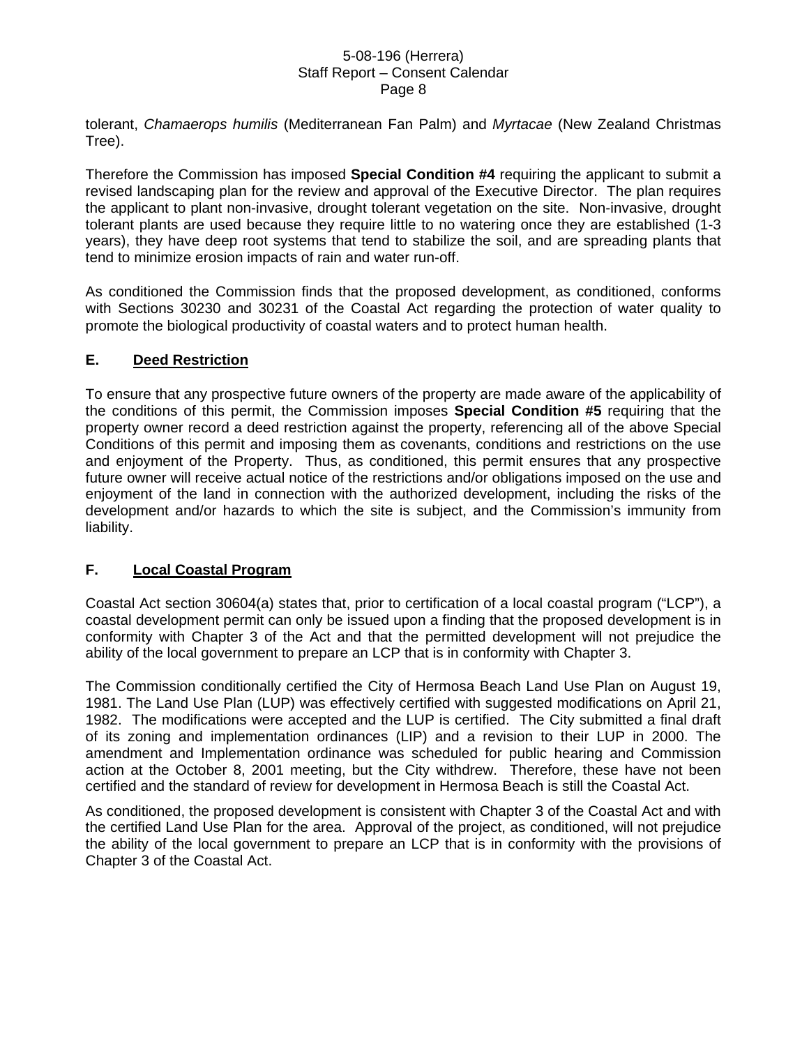tolerant, *Chamaerops humilis* (Mediterranean Fan Palm) and *Myrtacae* (New Zealand Christmas Tree).

Therefore the Commission has imposed **Special Condition #4** requiring the applicant to submit a revised landscaping plan for the review and approval of the Executive Director. The plan requires the applicant to plant non-invasive, drought tolerant vegetation on the site. Non-invasive, drought tolerant plants are used because they require little to no watering once they are established (1-3 years), they have deep root systems that tend to stabilize the soil, and are spreading plants that tend to minimize erosion impacts of rain and water run-off.

As conditioned the Commission finds that the proposed development, as conditioned, conforms with Sections 30230 and 30231 of the Coastal Act regarding the protection of water quality to promote the biological productivity of coastal waters and to protect human health.

## E. Deed Restriction

To ensure that any prospective future owners of the property are made aware of the applicability of the conditions of this permit, the Commission imposes **Special Condition #5** requiring that the property owner record a deed restriction against the property, referencing all of the above Special Conditions of this permit and imposing them as covenants, conditions and restrictions on the use and enjoyment of the Property. Thus, as conditioned, this permit ensures that any prospective future owner will receive actual notice of the restrictions and/or obligations imposed on the use and enjoyment of the land in connection with the authorized development, including the risks of the development and/or hazards to which the site is subject, and the Commission's immunity from liability.

## F. Local Coastal Program

Coastal Act section 30604(a) states that, prior to certification of a local coastal program ("LCP"), a coastal development permit can only be issued upon a finding that the proposed development is in conformity with Chapter 3 of the Act and that the permitted development will not prejudice the ability of the local government to prepare an LCP that is in conformity with Chapter 3.

The Commission conditionally certified the City of Hermosa Beach Land Use Plan on August 19, 1981. The Land Use Plan (LUP) was effectively certified with suggested modifications on April 21, 1982. The modifications were accepted and the LUP is certified. The City submitted a final draft of its zoning and implementation ordinances (LIP) and a revision to their LUP in 2000. The amendment and Implementation ordinance was scheduled for public hearing and Commission action at the October 8, 2001 meeting, but the City withdrew. Therefore, these have not been certified and the standard of review for development in Hermosa Beach is still the Coastal Act.

As conditioned, the proposed development is consistent with Chapter 3 of the Coastal Act and with the certified Land Use Plan for the area. Approval of the project, as conditioned, will not prejudice the ability of the local government to prepare an LCP that is in conformity with the provisions of Chapter 3 of the Coastal Act.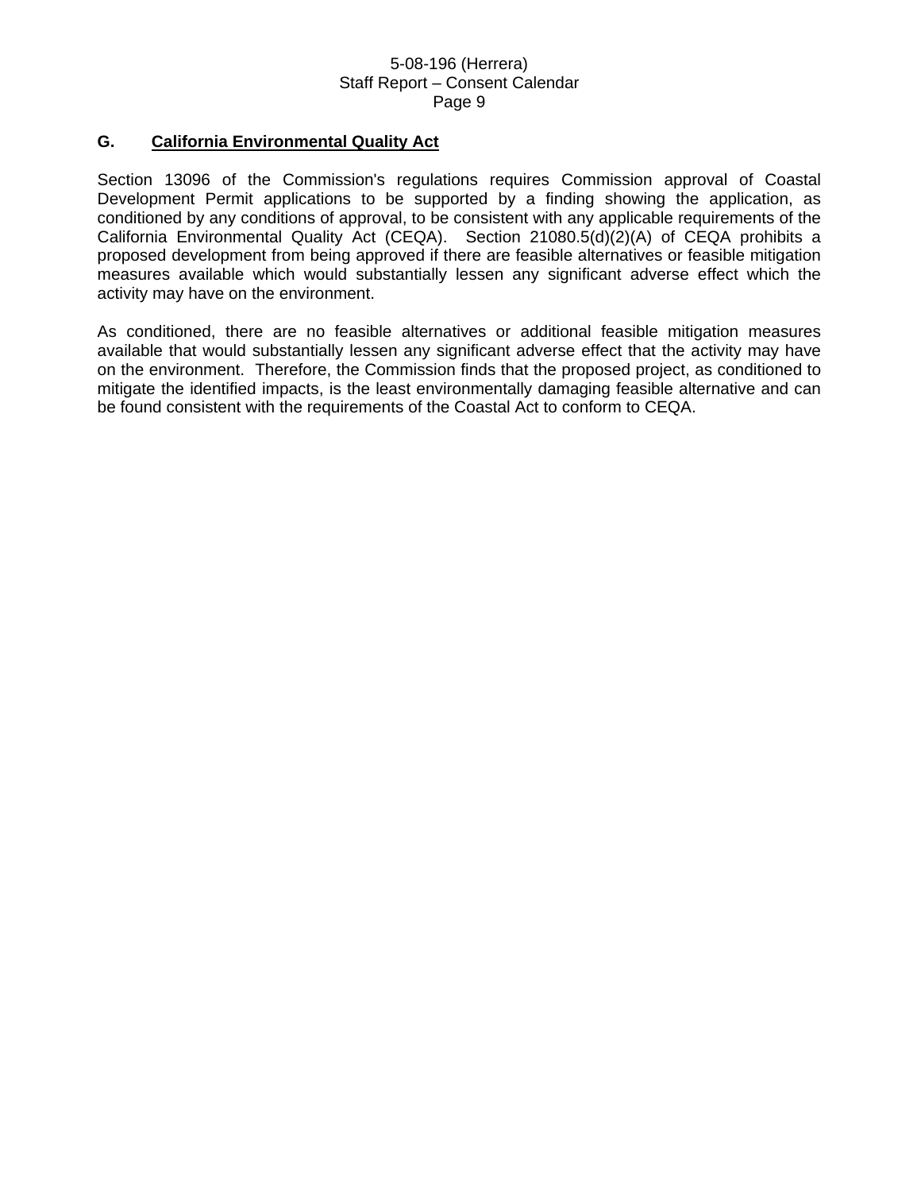### G. California Environmental Quality Act

Section 13096 of the Commission's regulations requires Commission approval of Coastal Development Permit applications to be supported by a finding showing the application, as conditioned by any conditions of approval, to be consistent with any applicable requirements of the California Environmental Quality Act (CEQA). Section 21080.5(d)(2)(A) of CEQA prohibits a proposed development from being approved if there are feasible alternatives or feasible mitigation measures available which would substantially lessen any significant adverse effect which the activity may have on the environment.

As conditioned, there are no feasible alternatives or additional feasible mitigation measures available that would substantially lessen any significant adverse effect that the activity may have on the environment. Therefore, the Commission finds that the proposed project, as conditioned to mitigate the identified impacts, is the least environmentally damaging feasible alternative and can be found consistent with the requirements of the Coastal Act to conform to CEQA.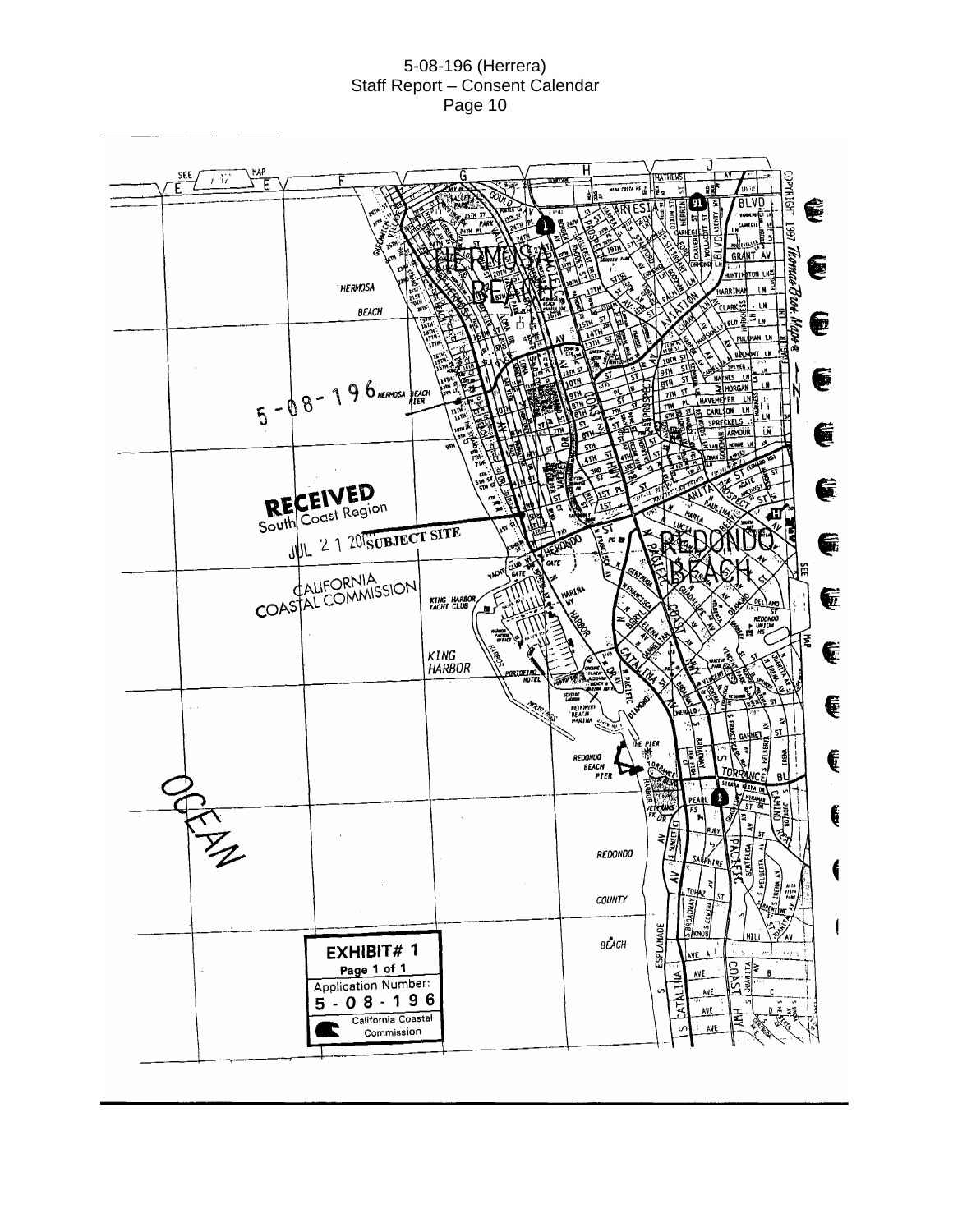RECEIVED
South Coast Region

JUL 2 1 2008

SUBJECT SITE

CALIFORNIA
COASTAL COMMISSION

5-08-196

**EXHIBIT# 1**
Page 1 of 1
Application Number:
**5-08-196**
California Coastal Commission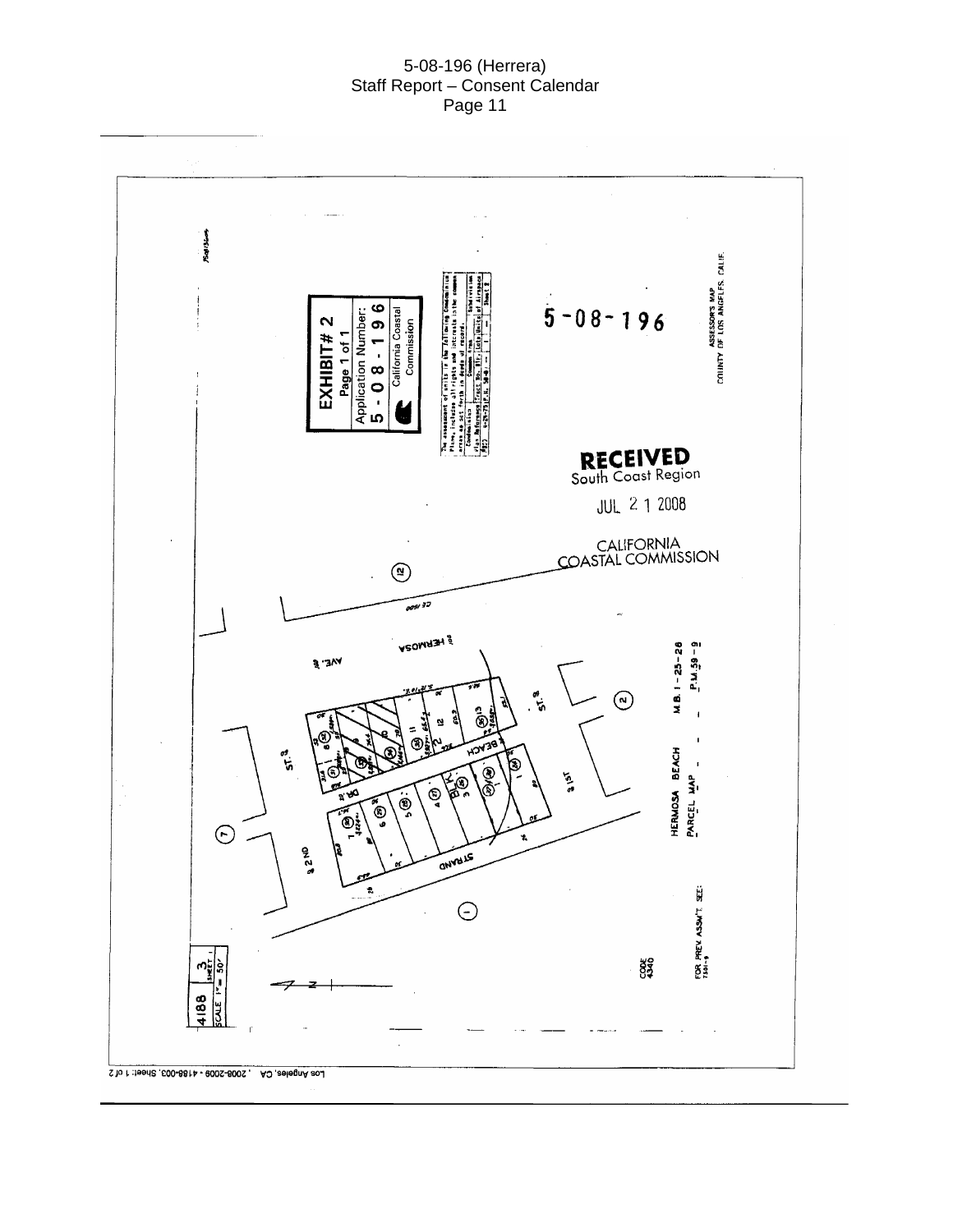EXHIBIT # 2
Page 1 of 1
Application Number:
5-08-196
California Coastal Commission

5-08-196

ASSESSOR'S MAP
COUNTY OF LOS ANGELES, CALIF.

RECEIVED
South Coast Region
JUL 21 2008
CALIFORNIA
COASTAL COMMISSION

HERMOSA BEACH M.B. 1-25-26
PARCEL MAP P.M. 58-9

FOR PREV. ASSM'T. SEE: 7501-9

CODE 4340

4188 | 3
SCALE 1" = 50' | SHEET

Los Angeles, CA , 2008-2009 - 4188-003, Sheet: 1 of 2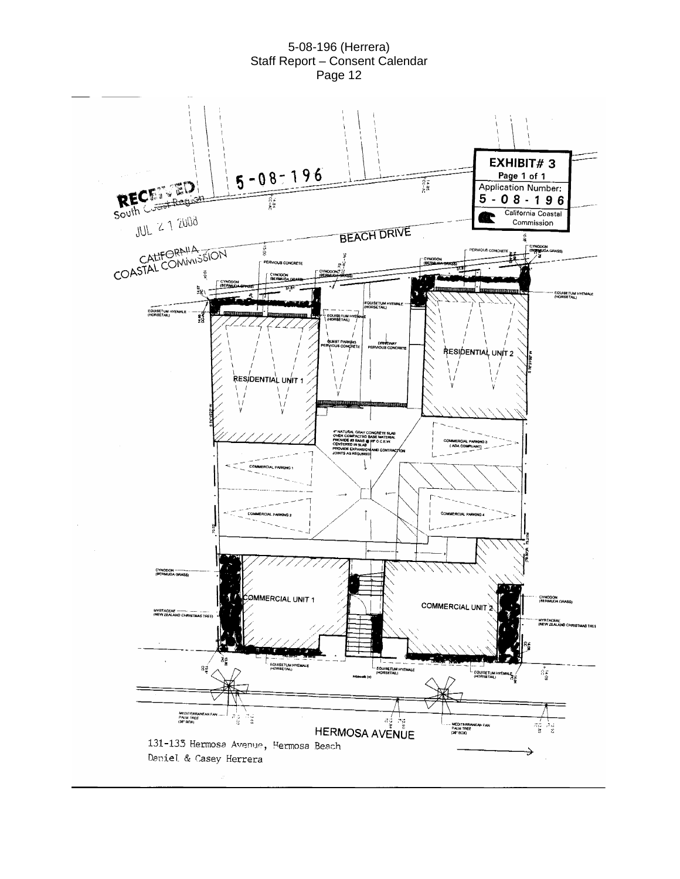**EXHIBIT# 3**
Page 1 of 1
Application Number:
5-08-196
California Coastal Commission

5-08-196

RECEIVED
South Coast Region
JUL 21 2008
CALIFORNIA
COASTAL COMMISSION

BEACH DRIVE

PERVIOUS CONCRETE

CYNODON (BERMUDA GRASS)

EQUISETUM HYEMALE (HORSETAIL)

GUEST PARKING PERVIOUS CONCRETE

DRIVEWAY PERVIOUS CONCRETE

RESIDENTIAL UNIT 1

RESIDENTIAL UNIT 2

4" NATURAL GRAY CONCRETE SLAB OVER COMPACTED BASE MATERIAL PROVIDE #3 BARS @ 18" O.C.E.W. CENTERED IN SLAB PROVIDE EXPANSION AND CONTRACTION JOINTS AS REQUIRED

COMMERCIAL PARKING 1

COMMERCIAL PARKING 2

COMMERCIAL PARKING 3 (ADA COMPLIANT)

COMMERCIAL PARKING 4

COMMERCIAL UNIT 1

COMMERCIAL UNIT 2

MYRTACEAE (NEW ZEALAND CHRISTMAS TREE)

MEDITERRANEAN FAN PALM TREE (36" BOX)

HERMOSA AVENUE

131-135 Hermosa Avenue, Hermosa Beach
Daniel & Casey Herrera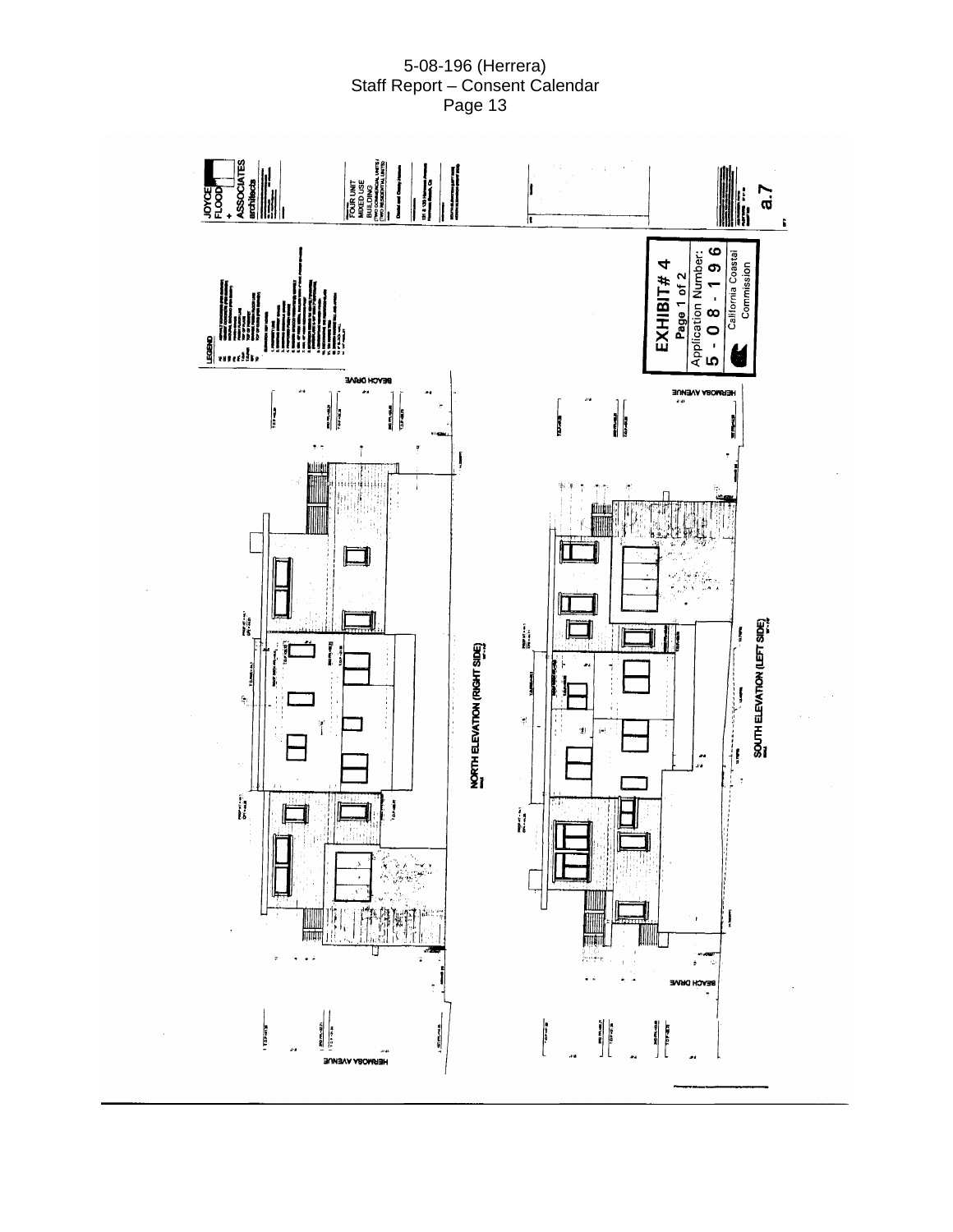JOYCE FLOOD + ASSOCIATES architects

FOUR UNIT MIXED USE BUILDING (TWO COMMERCIAL UNITS / TWO RESIDENTIAL UNITS)

David and Cindy Herrera

131 & 135 Hermosa Avenue Hermosa Beach, CA

LEGEND

BEACH DRIVE

HERMOSA AVENUE

NORTH ELEVATION (RIGHT SIDE)

SOUTH ELEVATION (LEFT SIDE)

**EXHIBIT # 4**

Page 1 of 2

Application Number:

**5 - 0 8 - 1 9 6**

California Coastal Commission

a.7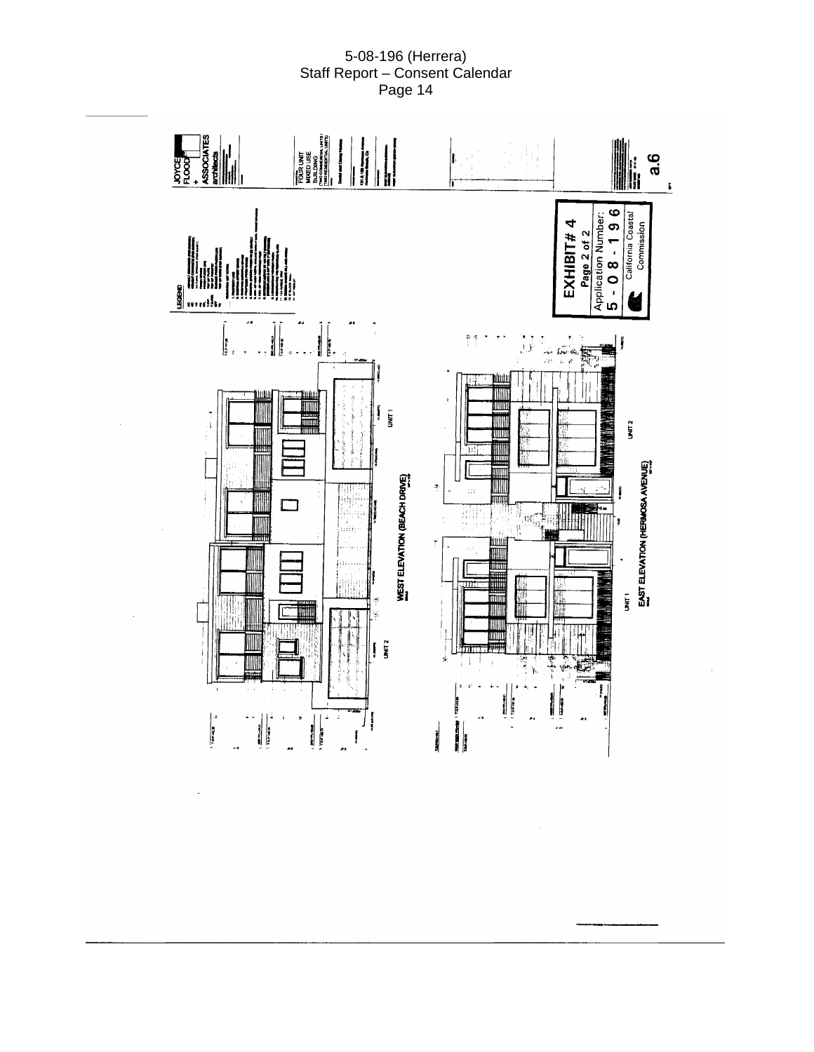JOYCE FLOOD + ASSOCIATES architects

FOUR UNIT MIXED USE BUILDING (TWO COMMERCIAL UNITS / TWO RESIDENTIAL UNITS)

David and Coney Herrera

131 & 135 Hermosa Avenue Hermosa Beach, CA

a.6

LEGEND

**EXHIBIT # 4**
**Page 2 of 2**
Application Number:
**5 - 0 8 - 1 9 6**
California Coastal Commission

UNIT 2

UNIT 1

WEST ELEVATION (BEACH DRIVE)

UNIT 2

UNIT 1

EAST ELEVATION (HERMOSA AVENUE)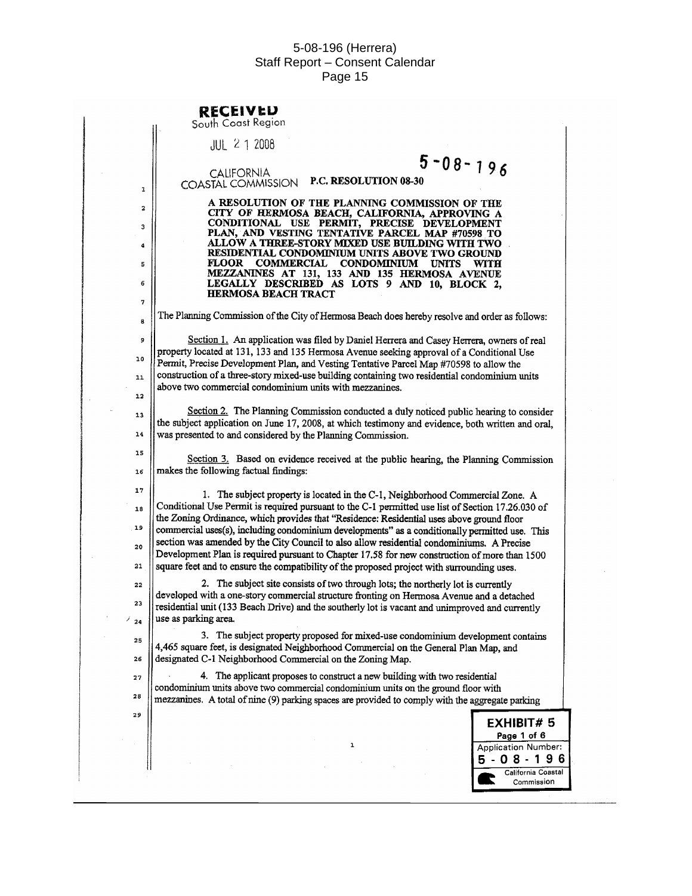RECEIVED
South Coast Region

JUL 21 2008

CALIFORNIA
COASTAL COMMISSION

5-08-196

**P.C. RESOLUTION 08-30**

**A RESOLUTION OF THE PLANNING COMMISSION OF THE CITY OF HERMOSA BEACH, CALIFORNIA, APPROVING A CONDITIONAL USE PERMIT, PRECISE DEVELOPMENT PLAN, AND VESTING TENTATIVE PARCEL MAP #70598 TO ALLOW A THREE-STORY MIXED USE BUILDING WITH TWO RESIDENTIAL CONDOMINIUM UNITS ABOVE TWO GROUND FLOOR COMMERCIAL CONDOMINIUM UNITS WITH MEZZANINES AT 131, 133 AND 135 HERMOSA AVENUE LEGALLY DESCRIBED AS LOTS 9 AND 10, BLOCK 2, HERMOSA BEACH TRACT**

The Planning Commission of the City of Hermosa Beach does hereby resolve and order as follows:

Section 1. An application was filed by Daniel Herrera and Casey Herrera, owners of real property located at 131, 133 and 135 Hermosa Avenue seeking approval of a Conditional Use Permit, Precise Development Plan, and Vesting Tentative Parcel Map #70598 to allow the construction of a three-story mixed-use building containing two residential condominium units above two commercial condominium units with mezzanines.

Section 2. The Planning Commission conducted a duly noticed public hearing to consider the subject application on June 17, 2008, at which testimony and evidence, both written and oral, was presented to and considered by the Planning Commission.

Section 3. Based on evidence received at the public hearing, the Planning Commission makes the following factual findings:

1. The subject property is located in the C-1, Neighborhood Commercial Zone. A Conditional Use Permit is required pursuant to the C-1 permitted use list of Section 17.26.030 of the Zoning Ordinance, which provides that "Residence: Residential uses above ground floor commercial uses(s), including condominium developments" as a conditionally permitted use. This section was amended by the City Council to also allow residential condominiums. A Precise Development Plan is required pursuant to Chapter 17.58 for new construction of more than 1500 square feet and to ensure the compatibility of the proposed project with surrounding uses.

2. The subject site consists of two through lots; the northerly lot is currently developed with a one-story commercial structure fronting on Hermosa Avenue and a detached residential unit (133 Beach Drive) and the southerly lot is vacant and unimproved and currently use as parking area.

3. The subject property proposed for mixed-use condominium development contains 4,465 square feet, is designated Neighborhood Commercial on the General Plan Map, and designated C-1 Neighborhood Commercial on the Zoning Map.

4. The applicant proposes to construct a new building with two residential condominium units above two commercial condominium units on the ground floor with mezzanines. A total of nine (9) parking spaces are provided to comply with the aggregate parking

**EXHIBIT# 5**
Page 1 of 6
Application Number:
5-08-196
California Coastal Commission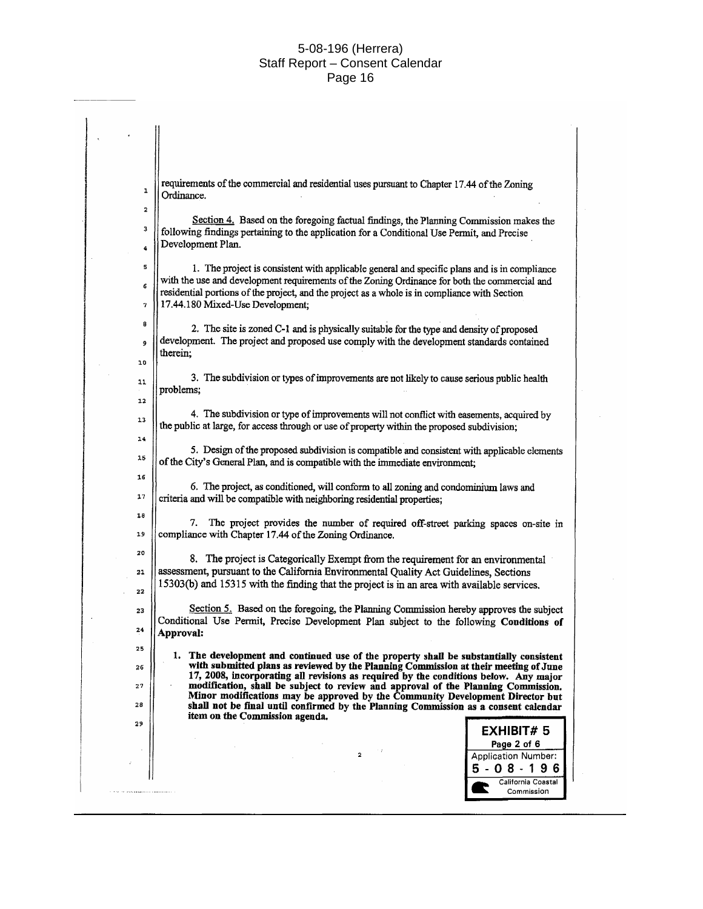requirements of the commercial and residential uses pursuant to Chapter 17.44 of the Zoning Ordinance.

Section 4. Based on the foregoing factual findings, the Planning Commission makes the following findings pertaining to the application for a Conditional Use Permit, and Precise Development Plan.

1. The project is consistent with applicable general and specific plans and is in compliance with the use and development requirements of the Zoning Ordinance for both the commercial and residential portions of the project, and the project as a whole is in compliance with Section 17.44.180 Mixed-Use Development;

2. The site is zoned C-1 and is physically suitable for the type and density of proposed development. The project and proposed use comply with the development standards contained therein;

3. The subdivision or types of improvements are not likely to cause serious public health problems;

4. The subdivision or type of improvements will not conflict with easements, acquired by the public at large, for access through or use of property within the proposed subdivision;

5. Design of the proposed subdivision is compatible and consistent with applicable elements of the City's General Plan, and is compatible with the immediate environment;

6. The project, as conditioned, will conform to all zoning and condominium laws and criteria and will be compatible with neighboring residential properties;

7. The project provides the number of required off-street parking spaces on-site in compliance with Chapter 17.44 of the Zoning Ordinance.

8. The project is Categorically Exempt from the requirement for an environmental assessment, pursuant to the California Environmental Quality Act Guidelines, Sections 15303(b) and 15315 with the finding that the project is in an area with available services.

Section 5. Based on the foregoing, the Planning Commission hereby approves the subject Conditional Use Permit, Precise Development Plan subject to the following **Conditions of Approval:**

1. **The development and continued use of the property shall be substantially consistent with submitted plans as reviewed by the Planning Commission at their meeting of June 17, 2008, incorporating all revisions as required by the conditions below. Any major modification, shall be subject to review and approval of the Planning Commission. Minor modifications may be approved by the Community Development Director but shall not be final until confirmed by the Planning Commission as a consent calendar item on the Commission agenda.**

**EXHIBIT# 5**
Page 2 of 6
Application Number:
**5-08-196**
California Coastal Commission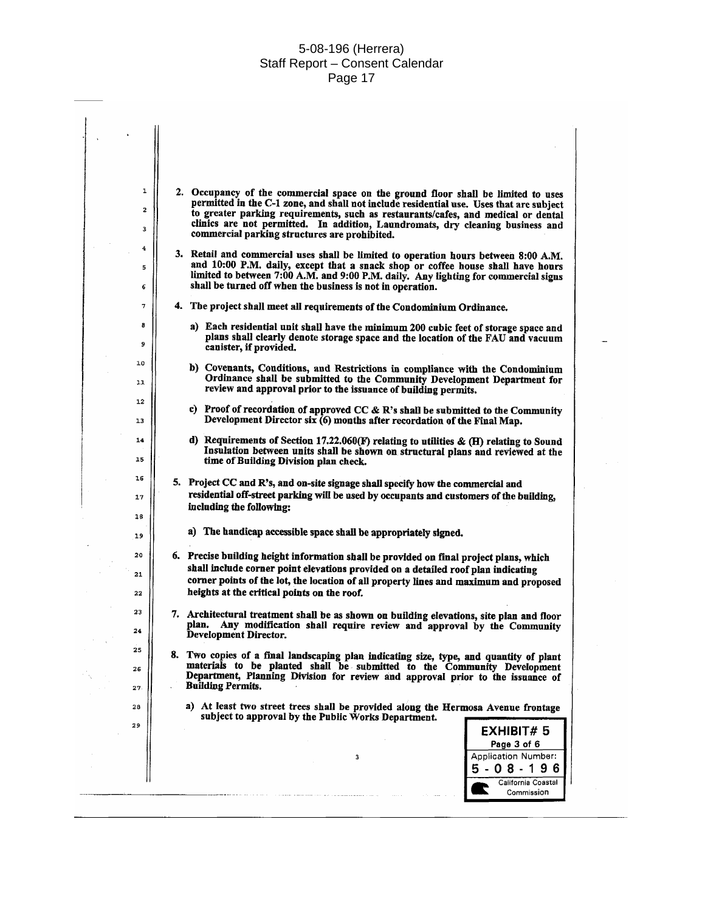2. Occupancy of the commercial space on the ground floor shall be limited to uses permitted in the C-1 zone, and shall not include residential use. Uses that are subject to greater parking requirements, such as restaurants/cafes, and medical or dental clinics are not permitted. In addition, Laundromats, dry cleaning business and commercial parking structures are prohibited.

3. Retail and commercial uses shall be limited to operation hours between 8:00 A.M. and 10:00 P.M. daily, except that a snack shop or coffee house shall have hours limited to between 7:00 A.M. and 9:00 P.M. daily. Any lighting for commercial signs shall be turned off when the business is not in operation.

4. The project shall meet all requirements of the Condominium Ordinance.

   a) Each residential unit shall have the minimum 200 cubic feet of storage space and plans shall clearly denote storage space and the location of the FAU and vacuum canister, if provided.

   b) Covenants, Conditions, and Restrictions in compliance with the Condominium Ordinance shall be submitted to the Community Development Department for review and approval prior to the issuance of building permits.

   c) Proof of recordation of approved CC & R's shall be submitted to the Community Development Director six (6) months after recordation of the Final Map.

   d) Requirements of Section 17.22.060(F) relating to utilities & (H) relating to Sound Insulation between units shall be shown on structural plans and reviewed at the time of Building Division plan check.

5. Project CC and R's, and on-site signage shall specify how the commercial and residential off-street parking will be used by occupants and customers of the building, including the following:

   a) The handicap accessible space shall be appropriately signed.

6. Precise building height information shall be provided on final project plans, which shall include corner point elevations provided on a detailed roof plan indicating corner points of the lot, the location of all property lines and maximum and proposed heights at the critical points on the roof.

7. Architectural treatment shall be as shown on building elevations, site plan and floor plan. Any modification shall require review and approval by the Community Development Director.

8. Two copies of a final landscaping plan indicating size, type, and quantity of plant materials to be planted shall be submitted to the Community Development Department, Planning Division for review and approval prior to the issuance of Building Permits.

   a) At least two street trees shall be provided along the Hermosa Avenue frontage subject to approval by the Public Works Department.

**EXHIBIT# 5**
Page 3 of 6
Application Number:
**5-08-196**
California Coastal Commission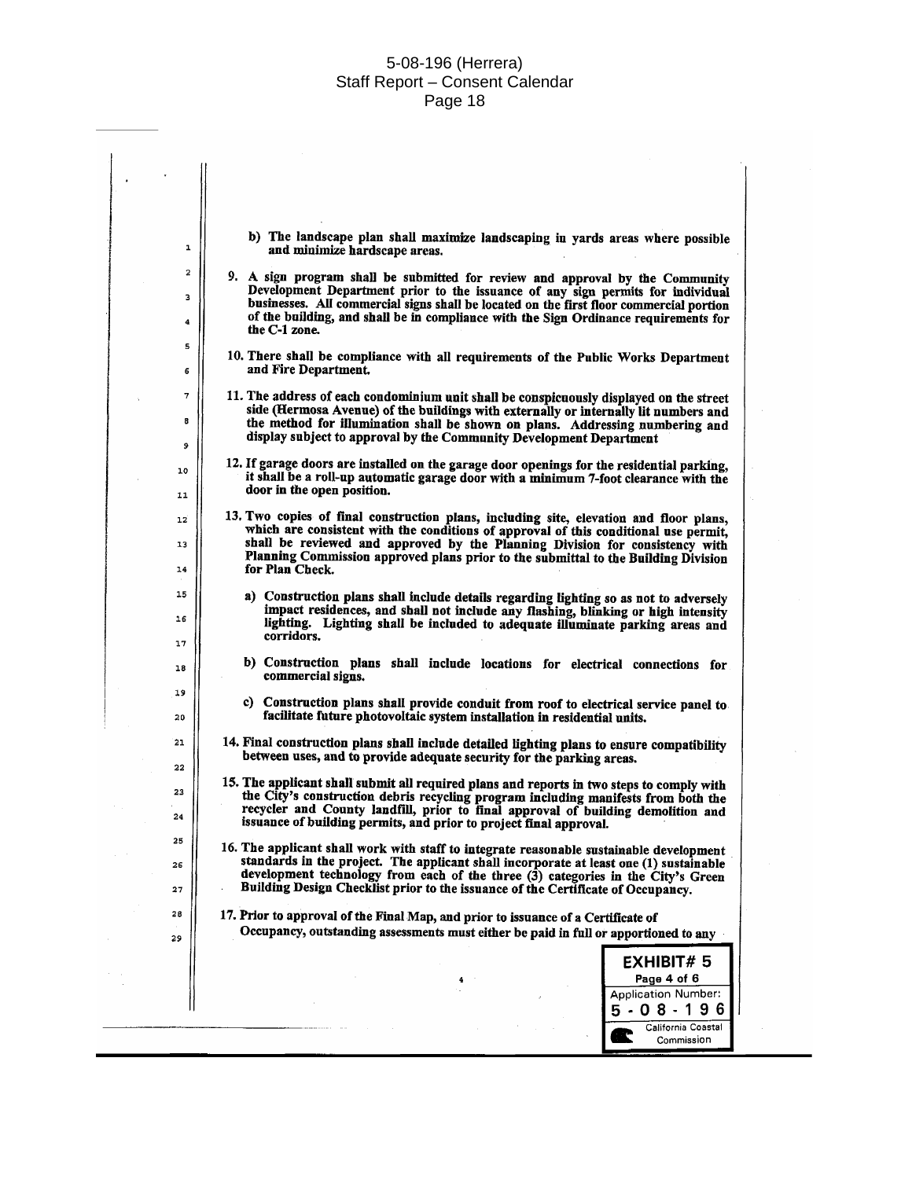b) The landscape plan shall maximize landscaping in yards areas where possible and minimize hardscape areas.

9. A sign program shall be submitted for review and approval by the Community Development Department prior to the issuance of any sign permits for individual businesses. All commercial signs shall be located on the first floor commercial portion of the building, and shall be in compliance with the Sign Ordinance requirements for the C-1 zone.

10. There shall be compliance with all requirements of the Public Works Department and Fire Department.

11. The address of each condominium unit shall be conspicuously displayed on the street side (Hermosa Avenue) of the buildings with externally or internally lit numbers and the method for illumination shall be shown on plans. Addressing numbering and display subject to approval by the Community Development Department

12. If garage doors are installed on the garage door openings for the residential parking, it shall be a roll-up automatic garage door with a minimum 7-foot clearance with the door in the open position.

13. Two copies of final construction plans, including site, elevation and floor plans, which are consistent with the conditions of approval of this conditional use permit, shall be reviewed and approved by the Planning Division for consistency with Planning Commission approved plans prior to the submittal to the Building Division for Plan Check.

   a) Construction plans shall include details regarding lighting so as not to adversely impact residences, and shall not include any flashing, blinking or high intensity lighting. Lighting shall be included to adequate illuminate parking areas and corridors.

   b) Construction plans shall include locations for electrical connections for commercial signs.

   c) Construction plans shall provide conduit from roof to electrical service panel to facilitate future photovoltaic system installation in residential units.

14. Final construction plans shall include detailed lighting plans to ensure compatibility between uses, and to provide adequate security for the parking areas.

15. The applicant shall submit all required plans and reports in two steps to comply with the City's construction debris recycling program including manifests from both the recycler and County landfill, prior to final approval of building demolition and issuance of building permits, and prior to project final approval.

16. The applicant shall work with staff to integrate reasonable sustainable development standards in the project. The applicant shall incorporate at least one (1) sustainable development technology from each of the three (3) categories in the City's Green Building Design Checklist prior to the issuance of the Certificate of Occupancy.

17. Prior to approval of the Final Map, and prior to issuance of a Certificate of Occupancy, outstanding assessments must either be paid in full or apportioned to any

EXHIBIT# 5
Page 4 of 6
Application Number:
5-08-196
California Coastal Commission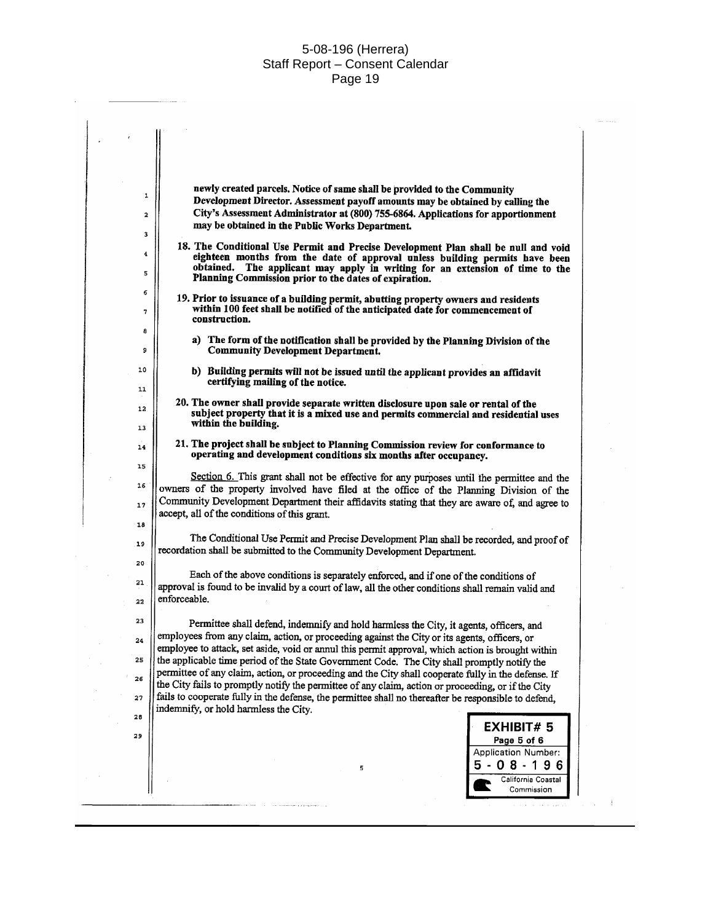**newly created parcels. Notice of same shall be provided to the Community Development Director. Assessment payoff amounts may be obtained by calling the City's Assessment Administrator at (800) 755-6864. Applications for apportionment may be obtained in the Public Works Department.**

18. **The Conditional Use Permit and Precise Development Plan shall be null and void eighteen months from the date of approval unless building permits have been obtained. The applicant may apply in writing for an extension of time to the Planning Commission prior to the dates of expiration.**

19. **Prior to issuance of a building permit, abutting property owners and residents within 100 feet shall be notified of the anticipated date for commencement of construction.**

    a) **The form of the notification shall be provided by the Planning Division of the Community Development Department.**

    b) **Building permits will not be issued until the applicant provides an affidavit certifying mailing of the notice.**

20. **The owner shall provide separate written disclosure upon sale or rental of the subject property that it is a mixed use and permits commercial and residential uses within the building.**

21. **The project shall be subject to Planning Commission review for conformance to operating and development conditions six months after occupancy.**

Section 6. This grant shall not be effective for any purposes until the permittee and the owners of the property involved have filed at the office of the Planning Division of the Community Development Department their affidavits stating that they are aware of, and agree to accept, all of the conditions of this grant.

The Conditional Use Permit and Precise Development Plan shall be recorded, and proof of recordation shall be submitted to the Community Development Department.

Each of the above conditions is separately enforced, and if one of the conditions of approval is found to be invalid by a court of law, all the other conditions shall remain valid and enforceable.

Permittee shall defend, indemnify and hold harmless the City, it agents, officers, and employees from any claim, action, or proceeding against the City or its agents, officers, or employee to attack, set aside, void or annul this permit approval, which action is brought within the applicable time period of the State Government Code. The City shall promptly notify the permittee of any claim, action, or proceeding and the City shall cooperate fully in the defense. If the City fails to promptly notify the permittee of any claim, action or proceeding, or if the City fails to cooperate fully in the defense, the permittee shall no thereafter be responsible to defend, indemnify, or hold harmless the City.

**EXHIBIT# 5**
**Page 5 of 6**
Application Number:
**5-08-196**
California Coastal Commission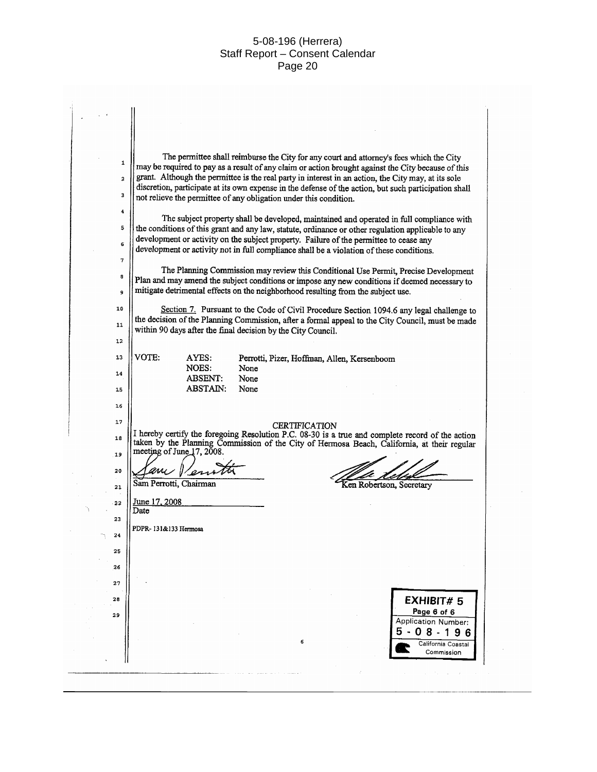The permittee shall reimburse the City for any court and attorney's fees which the City may be required to pay as a result of any claim or action brought against the City because of this grant. Although the permittee is the real party in interest in an action, the City may, at its sole discretion, participate at its own expense in the defense of the action, but such participation shall not relieve the permittee of any obligation under this condition.

The subject property shall be developed, maintained and operated in full compliance with the conditions of this grant and any law, statute, ordinance or other regulation applicable to any development or activity on the subject property. Failure of the permittee to cease any development or activity not in full compliance shall be a violation of these conditions.

The Planning Commission may review this Conditional Use Permit, Precise Development Plan and may amend the subject conditions or impose any new conditions if deemed necessary to mitigate detrimental effects on the neighborhood resulting from the subject use.

Section 7. Pursuant to the Code of Civil Procedure Section 1094.6 any legal challenge to the decision of the Planning Commission, after a formal appeal to the City Council, must be made within 90 days after the final decision by the City Council.

| | | |
|---|---|---|
| VOTE: | AYES: | Perrotti, Pizer, Hoffman, Allen, Kersenboom |
| | NOES: | None |
| | ABSENT: | None |
| | ABSTAIN: | None |

CERTIFICATION

I hereby certify the foregoing Resolution P.C. 08-30 is a true and complete record of the action taken by the Planning Commission of the City of Hermosa Beach, California, at their regular meeting of June 17, 2008.

Sam Perrotti, Chairman

Ken Robertson, Secretary

June 17, 2008
Date

PDPR- 131&133 Hermosa

EXHIBIT# 5
Page 6 of 6
Application Number:
5-08-196
California Coastal Commission